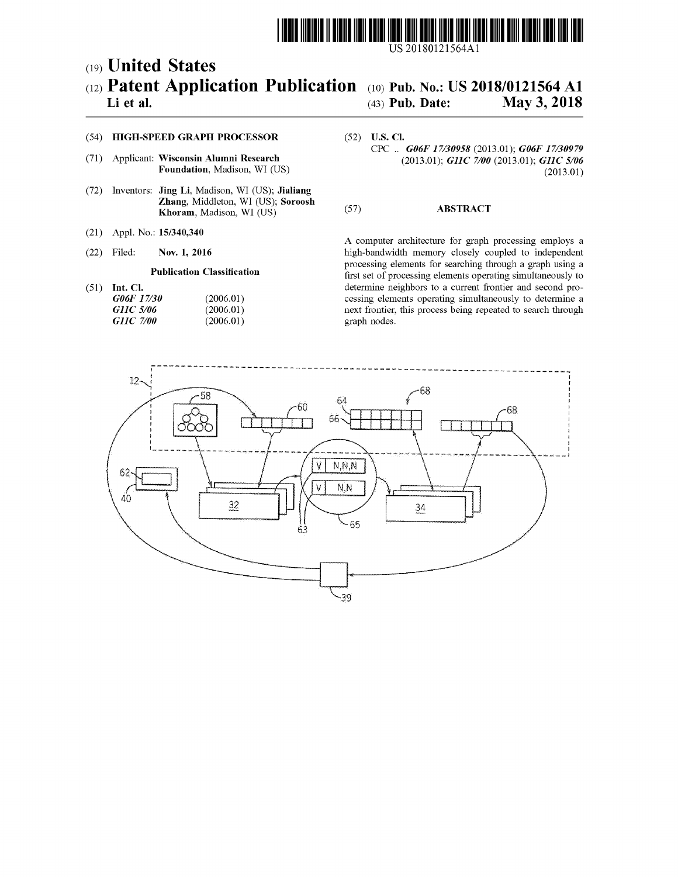US 20180121564A1

(19) **United States**

(12) **Patent Application Publication** — **Li et al.**

(10) **Pub. No.: US 2018/0121564 A1**

(43) **Pub. Date: May 3, 2018**

(54) **HIGH-SPEED GRAPH PROCESSOR**

(71) Applicant: **Wisconsin Alumni Research Foundation**, Madison, WI (US)

(72) Inventors: **Jing Li**, Madison, WI (US); **Jialiang Zhang**, Middleton, WI (US); **Soroosh Khoram**, Madison, WI (US)

(21) Appl. No.: **15/340,340**

(22) Filed: **Nov. 1, 2016**

**Publication Classification**

(51) **Int. Cl.**

| | |
|---|---|
| ***G06F 17/30*** | (2006.01) |
| ***G11C 5/06*** | (2006.01) |
| ***G11C 7/00*** | (2006.01) |

(52) **U.S. Cl.**

CPC .. ***G06F 17/30958*** (2013.01); ***G06F 17/30979*** (2013.01); ***G11C 7/00*** (2013.01); ***G11C 5/06*** (2013.01)

(57) **ABSTRACT**

A computer architecture for graph processing employs a high-bandwidth memory closely coupled to independent processing elements for searching through a graph using a first set of processing elements operating simultaneously to determine neighbors to a current frontier and second processing elements operating simultaneously to determine a next frontier, this process being repeated to search through graph nodes.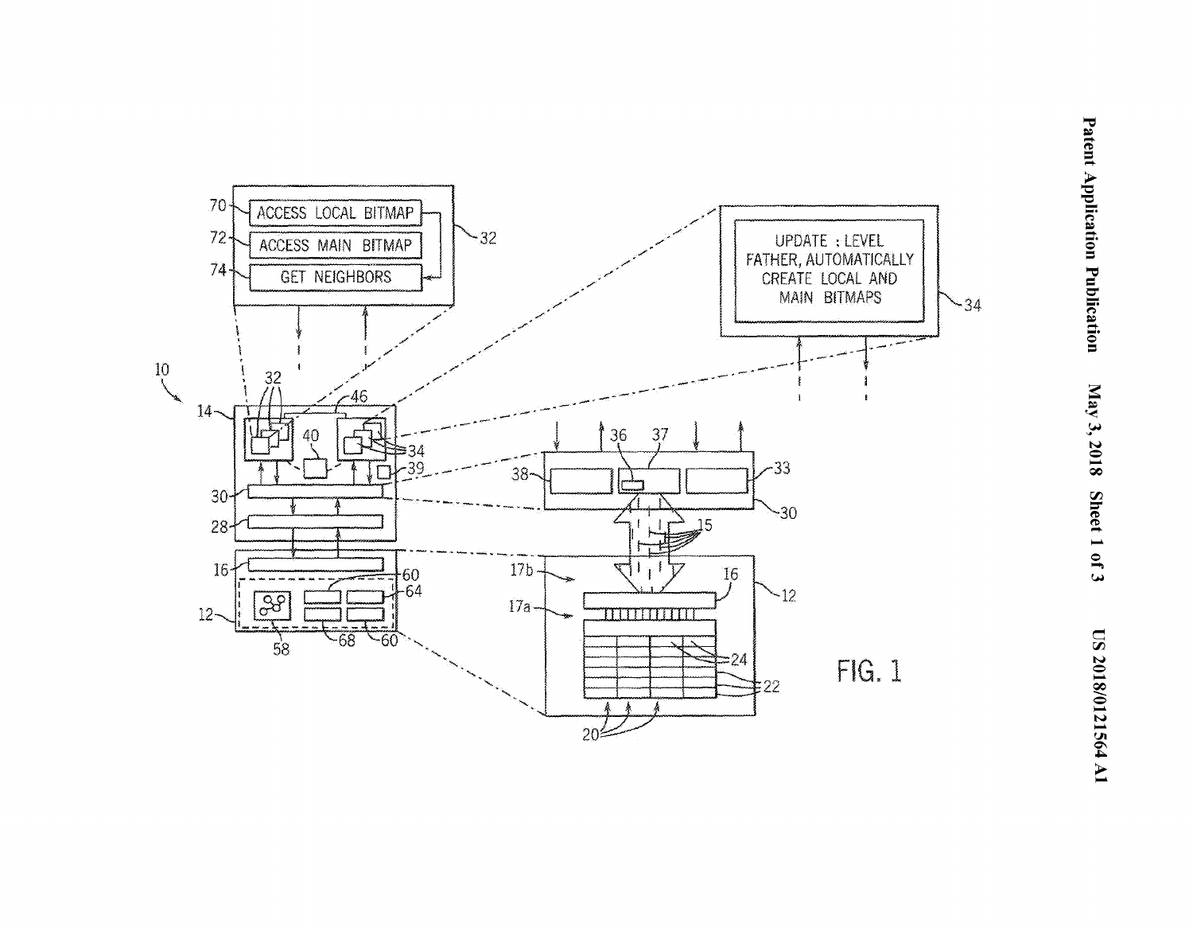ACCESS LOCAL BITMAP

ACCESS MAIN BITMAP

GET NEIGHBORS

UPDATE : LEVEL FATHER, AUTOMATICALLY CREATE LOCAL AND MAIN BITMAPS

FIG. 1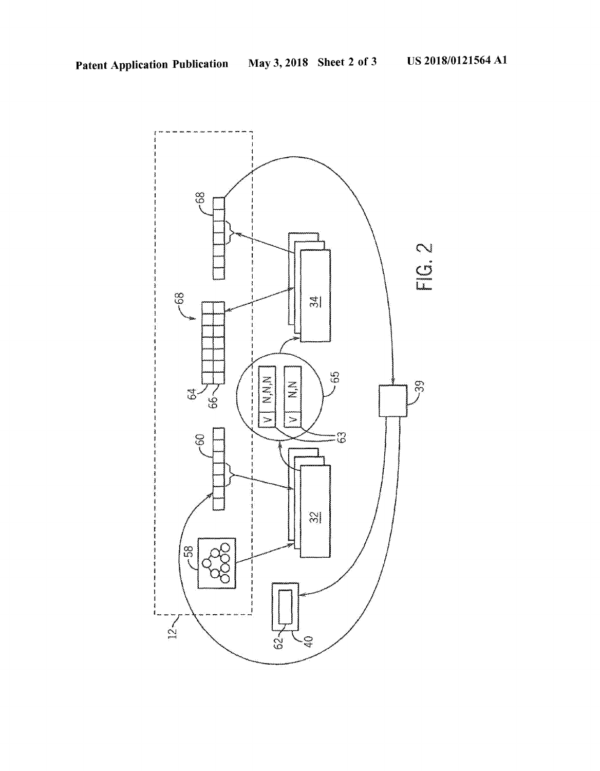FIG. 2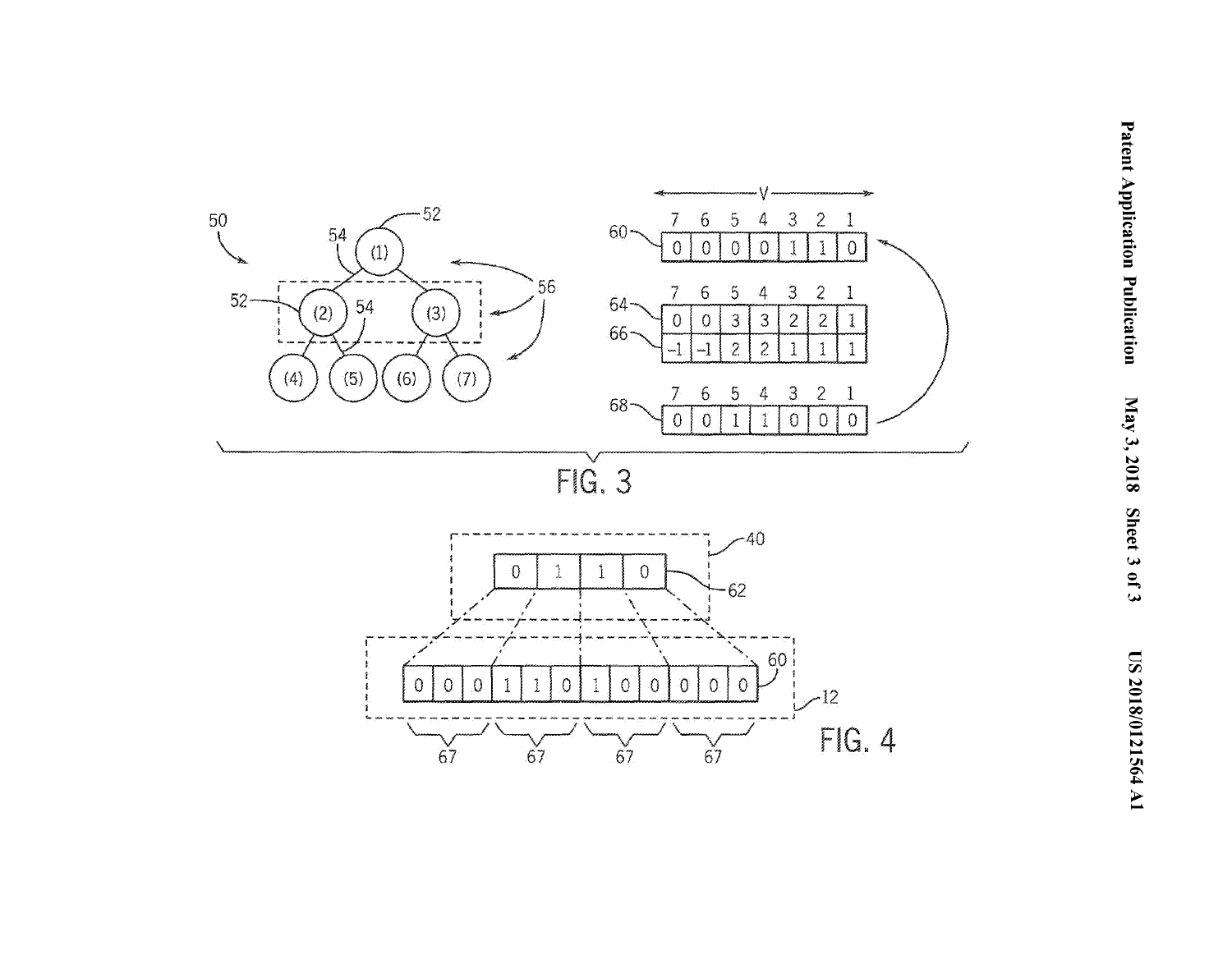FIG. 3

FIG. 4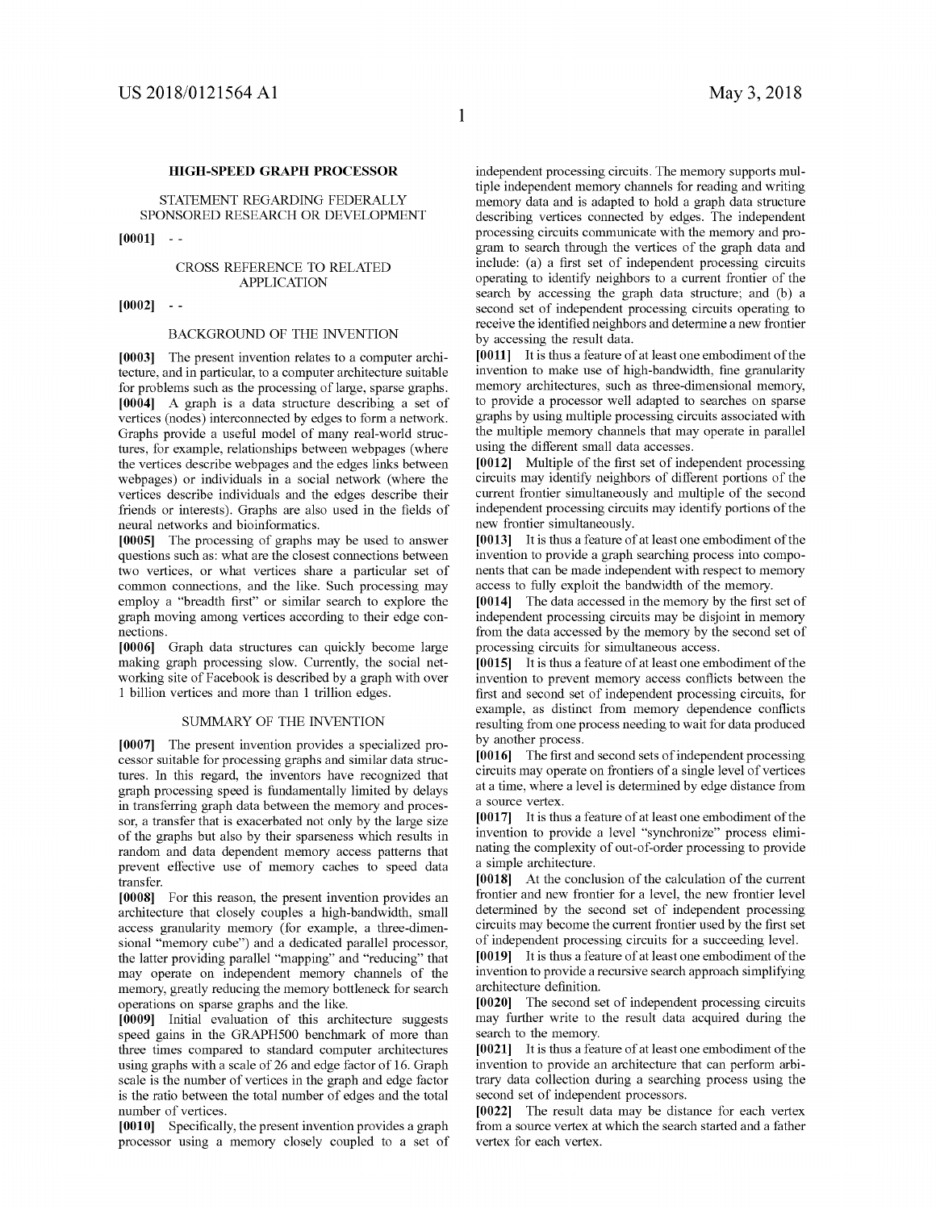# HIGH-SPEED GRAPH PROCESSOR

## STATEMENT REGARDING FEDERALLY SPONSORED RESEARCH OR DEVELOPMENT

**[0001]** - -

## CROSS REFERENCE TO RELATED APPLICATION

**[0002]** - -

## BACKGROUND OF THE INVENTION

**[0003]** The present invention relates to a computer architecture, and in particular, to a computer architecture suitable for problems such as the processing of large, sparse graphs.

**[0004]** A graph is a data structure describing a set of vertices (nodes) interconnected by edges to form a network. Graphs provide a useful model of many real-world structures, for example, relationships between webpages (where the vertices describe webpages and the edges links between webpages) or individuals in a social network (where the vertices describe individuals and the edges describe their friends or interests). Graphs are also used in the fields of neural networks and bioinformatics.

**[0005]** The processing of graphs may be used to answer questions such as: what are the closest connections between two vertices, or what vertices share a particular set of common connections, and the like. Such processing may employ a "breadth first" or similar search to explore the graph moving among vertices according to their edge connections.

**[0006]** Graph data structures can quickly become large making graph processing slow. Currently, the social networking site of Facebook is described by a graph with over 1 billion vertices and more than 1 trillion edges.

## SUMMARY OF THE INVENTION

**[0007]** The present invention provides a specialized processor suitable for processing graphs and similar data structures. In this regard, the inventors have recognized that graph processing speed is fundamentally limited by delays in transferring graph data between the memory and processor, a transfer that is exacerbated not only by the large size of the graphs but also by their sparseness which results in random and data dependent memory access patterns that prevent effective use of memory caches to speed data transfer.

**[0008]** For this reason, the present invention provides an architecture that closely couples a high-bandwidth, small access granularity memory (for example, a three-dimensional "memory cube") and a dedicated parallel processor, the latter providing parallel "mapping" and "reducing" that may operate on independent memory channels of the memory, greatly reducing the memory bottleneck for search operations on sparse graphs and the like.

**[0009]** Initial evaluation of this architecture suggests speed gains in the GRAPH500 benchmark of more than three times compared to standard computer architectures using graphs with a scale of 26 and edge factor of 16. Graph scale is the number of vertices in the graph and edge factor is the ratio between the total number of edges and the total number of vertices.

**[0010]** Specifically, the present invention provides a graph processor using a memory closely coupled to a set of independent processing circuits. The memory supports multiple independent memory channels for reading and writing memory data and is adapted to hold a graph data structure describing vertices connected by edges. The independent processing circuits communicate with the memory and program to search through the vertices of the graph data and include: (a) a first set of independent processing circuits operating to identify neighbors to a current frontier of the search by accessing the graph data structure; and (b) a second set of independent processing circuits operating to receive the identified neighbors and determine a new frontier by accessing the result data.

**[0011]** It is thus a feature of at least one embodiment of the invention to make use of high-bandwidth, fine granularity memory architectures, such as three-dimensional memory, to provide a processor well adapted to searches on sparse graphs by using multiple processing circuits associated with the multiple memory channels that may operate in parallel using the different small data accesses.

**[0012]** Multiple of the first set of independent processing circuits may identify neighbors of different portions of the current frontier simultaneously and multiple of the second independent processing circuits may identify portions of the new frontier simultaneously.

**[0013]** It is thus a feature of at least one embodiment of the invention to provide a graph searching process into components that can be made independent with respect to memory access to fully exploit the bandwidth of the memory.

**[0014]** The data accessed in the memory by the first set of independent processing circuits may be disjoint in memory from the data accessed by the memory by the second set of processing circuits for simultaneous access.

**[0015]** It is thus a feature of at least one embodiment of the invention to prevent memory access conflicts between the first and second set of independent processing circuits, for example, as distinct from memory dependence conflicts resulting from one process needing to wait for data produced by another process.

**[0016]** The first and second sets of independent processing circuits may operate on frontiers of a single level of vertices at a time, where a level is determined by edge distance from a source vertex.

**[0017]** It is thus a feature of at least one embodiment of the invention to provide a level "synchronize" process eliminating the complexity of out-of-order processing to provide a simple architecture.

**[0018]** At the conclusion of the calculation of the current frontier and new frontier for a level, the new frontier level determined by the second set of independent processing circuits may become the current frontier used by the first set of independent processing circuits for a succeeding level.

**[0019]** It is thus a feature of at least one embodiment of the invention to provide a recursive search approach simplifying architecture definition.

**[0020]** The second set of independent processing circuits may further write to the result data acquired during the search to the memory.

**[0021]** It is thus a feature of at least one embodiment of the invention to provide an architecture that can perform arbitrary data collection during a searching process using the second set of independent processors.

**[0022]** The result data may be distance for each vertex from a source vertex at which the search started and a father vertex for each vertex.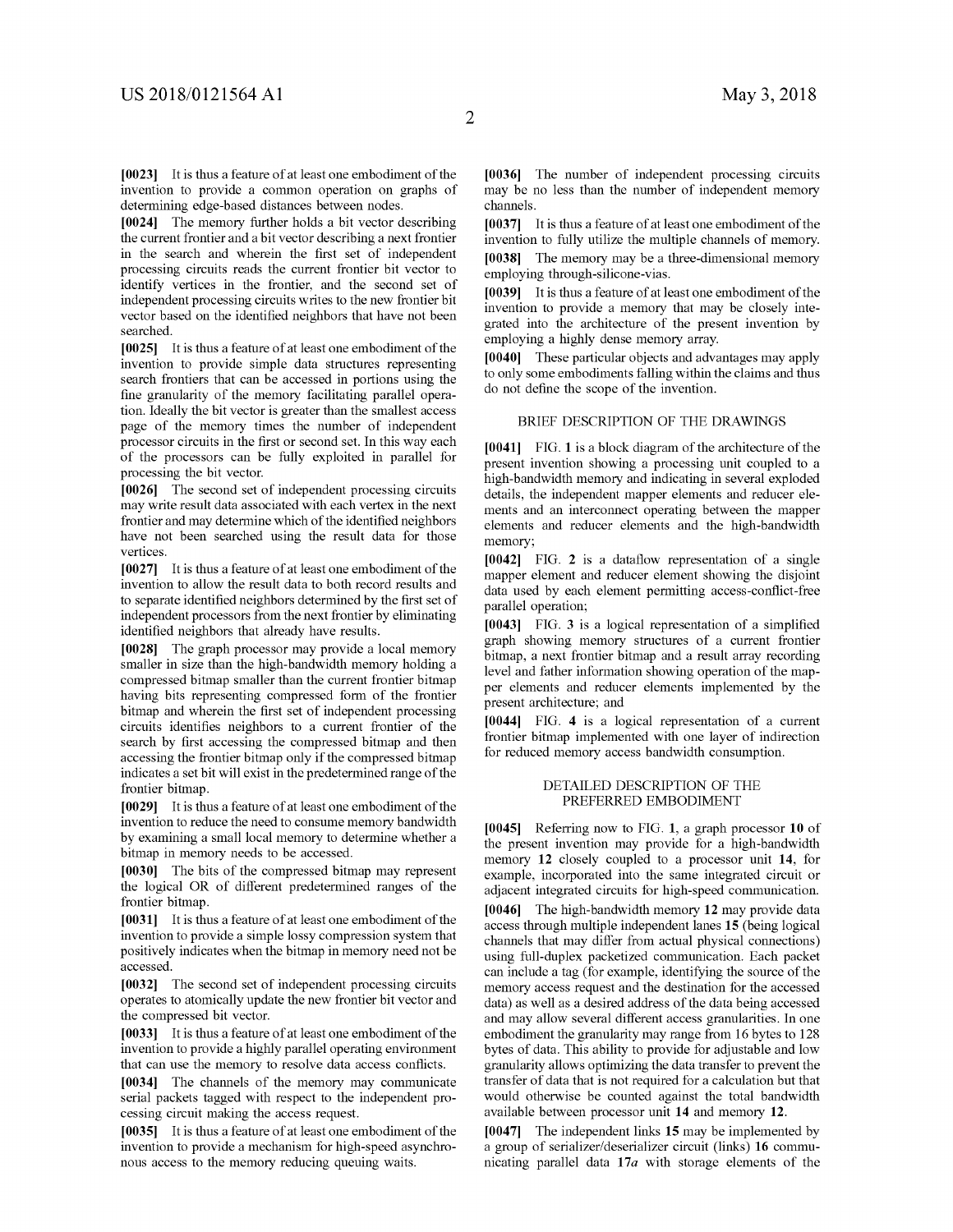**[0023]** It is thus a feature of at least one embodiment of the invention to provide a common operation on graphs of determining edge-based distances between nodes.

**[0024]** The memory further holds a bit vector describing the current frontier and a bit vector describing a next frontier in the search and wherein the first set of independent processing circuits reads the current frontier bit vector to identify vertices in the frontier, and the second set of independent processing circuits writes to the new frontier bit vector based on the identified neighbors that have not been searched.

**[0025]** It is thus a feature of at least one embodiment of the invention to provide simple data structures representing search frontiers that can be accessed in portions using the fine granularity of the memory facilitating parallel operation. Ideally the bit vector is greater than the smallest access page of the memory times the number of independent processor circuits in the first or second set. In this way each of the processors can be fully exploited in parallel for processing the bit vector.

**[0026]** The second set of independent processing circuits may write result data associated with each vertex in the next frontier and may determine which of the identified neighbors have not been searched using the result data for those vertices.

**[0027]** It is thus a feature of at least one embodiment of the invention to allow the result data to both record results and to separate identified neighbors determined by the first set of independent processors from the next frontier by eliminating identified neighbors that already have results.

**[0028]** The graph processor may provide a local memory smaller in size than the high-bandwidth memory holding a compressed bitmap smaller than the current frontier bitmap having bits representing compressed form of the frontier bitmap and wherein the first set of independent processing circuits identifies neighbors to a current frontier of the search by first accessing the compressed bitmap and then accessing the frontier bitmap only if the compressed bitmap indicates a set bit will exist in the predetermined range of the frontier bitmap.

**[0029]** It is thus a feature of at least one embodiment of the invention to reduce the need to consume memory bandwidth by examining a small local memory to determine whether a bitmap in memory needs to be accessed.

**[0030]** The bits of the compressed bitmap may represent the logical OR of different predetermined ranges of the frontier bitmap.

**[0031]** It is thus a feature of at least one embodiment of the invention to provide a simple lossy compression system that positively indicates when the bitmap in memory need not be accessed.

**[0032]** The second set of independent processing circuits operates to atomically update the new frontier bit vector and the compressed bit vector.

**[0033]** It is thus a feature of at least one embodiment of the invention to provide a highly parallel operating environment that can use the memory to resolve data access conflicts.

**[0034]** The channels of the memory may communicate serial packets tagged with respect to the independent processing circuit making the access request.

**[0035]** It is thus a feature of at least one embodiment of the invention to provide a mechanism for high-speed asynchronous access to the memory reducing queuing waits.

**[0036]** The number of independent processing circuits may be no less than the number of independent memory channels.

**[0037]** It is thus a feature of at least one embodiment of the invention to fully utilize the multiple channels of memory.

**[0038]** The memory may be a three-dimensional memory employing through-silicone-vias.

**[0039]** It is thus a feature of at least one embodiment of the invention to provide a memory that may be closely integrated into the architecture of the present invention by employing a highly dense memory array.

**[0040]** These particular objects and advantages may apply to only some embodiments falling within the claims and thus do not define the scope of the invention.

## BRIEF DESCRIPTION OF THE DRAWINGS

**[0041]** FIG. **1** is a block diagram of the architecture of the present invention showing a processing unit coupled to a high-bandwidth memory and indicating in several exploded details, the independent mapper elements and reducer elements and an interconnect operating between the mapper elements and reducer elements and the high-bandwidth memory;

**[0042]** FIG. **2** is a dataflow representation of a single mapper element and reducer element showing the disjoint data used by each element permitting access-conflict-free parallel operation;

**[0043]** FIG. **3** is a logical representation of a simplified graph showing memory structures of a current frontier bitmap, a next frontier bitmap and a result array recording level and father information showing operation of the mapper elements and reducer elements implemented by the present architecture; and

**[0044]** FIG. **4** is a logical representation of a current frontier bitmap implemented with one layer of indirection for reduced memory access bandwidth consumption.

## DETAILED DESCRIPTION OF THE PREFERRED EMBODIMENT

**[0045]** Referring now to FIG. **1**, a graph processor **10** of the present invention may provide for a high-bandwidth memory **12** closely coupled to a processor unit **14**, for example, incorporated into the same integrated circuit or adjacent integrated circuits for high-speed communication.

**[0046]** The high-bandwidth memory **12** may provide data access through multiple independent lanes **15** (being logical channels that may differ from actual physical connections) using full-duplex packetized communication. Each packet can include a tag (for example, identifying the source of the memory access request and the destination for the accessed data) as well as a desired address of the data being accessed and may allow several different access granularities. In one embodiment the granularity may range from 16 bytes to 128 bytes of data. This ability to provide for adjustable and low granularity allows optimizing the data transfer to prevent the transfer of data that is not required for a calculation but that would otherwise be counted against the total bandwidth available between processor unit **14** and memory **12**.

**[0047]** The independent links **15** may be implemented by a group of serializer/deserializer circuit (links) **16** communicating parallel data **17***a* with storage elements of the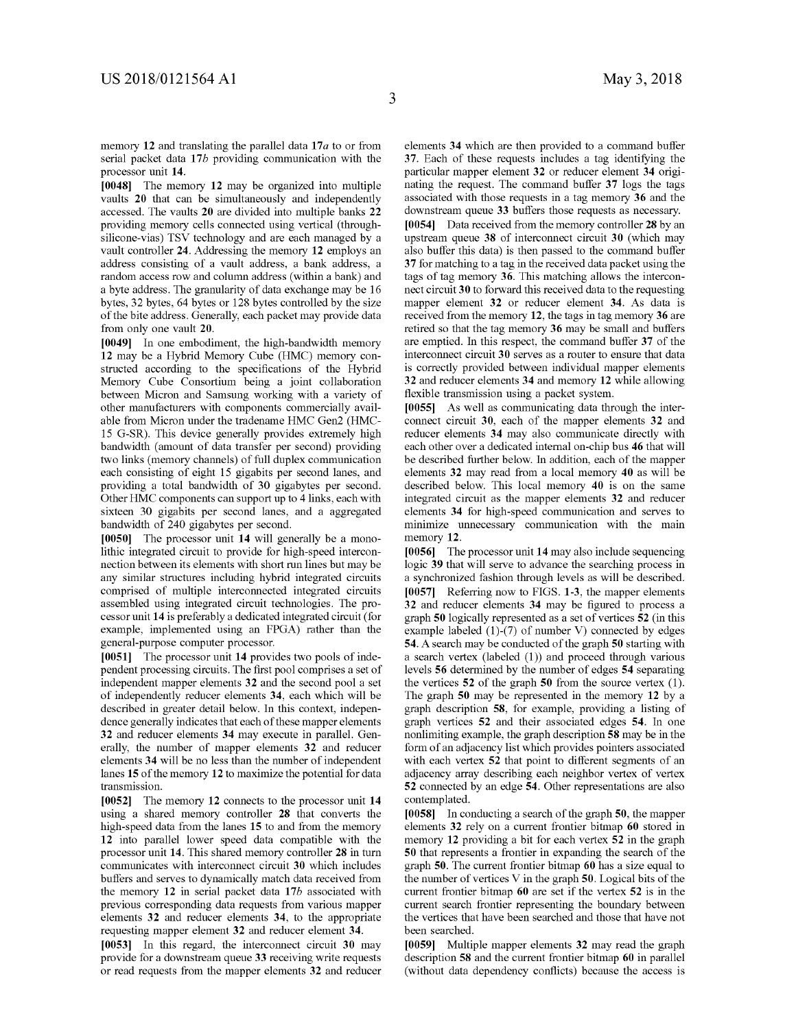memory 12 and translating the parallel data 17*a* to or from serial packet data 17*b* providing communication with the processor unit 14.

**[0048]** The memory 12 may be organized into multiple vaults 20 that can be simultaneously and independently accessed. The vaults 20 are divided into multiple banks 22 providing memory cells connected using vertical (through-silicone-vias) TSV technology and are each managed by a vault controller 24. Addressing the memory 12 employs an address consisting of a vault address, a bank address, a random access row and column address (within a bank) and a byte address. The granularity of data exchange may be 16 bytes, 32 bytes, 64 bytes or 128 bytes controlled by the size of the bite address. Generally, each packet may provide data from only one vault 20.

**[0049]** In one embodiment, the high-bandwidth memory 12 may be a Hybrid Memory Cube (HMC) memory constructed according to the specifications of the Hybrid Memory Cube Consortium being a joint collaboration between Micron and Samsung working with a variety of other manufacturers with components commercially available from Micron under the tradename HMC Gen2 (HMC-15 G-SR). This device generally provides extremely high bandwidth (amount of data transfer per second) providing two links (memory channels) of full duplex communication each consisting of eight 15 gigabits per second lanes, and providing a total bandwidth of 30 gigabytes per second. Other HMC components can support up to 4 links, each with sixteen 30 gigabits per second lanes, and a aggregated bandwidth of 240 gigabytes per second.

**[0050]** The processor unit 14 will generally be a monolithic integrated circuit to provide for high-speed interconnection between its elements with short run lines but may be any similar structures including hybrid integrated circuits comprised of multiple interconnected integrated circuits assembled using integrated circuit technologies. The processor unit 14 is preferably a dedicated integrated circuit (for example, implemented using an FPGA) rather than the general-purpose computer processor.

**[0051]** The processor unit 14 provides two pools of independent processing circuits. The first pool comprises a set of independent mapper elements 32 and the second pool a set of independently reducer elements 34, each which will be described in greater detail below. In this context, independence generally indicates that each of these mapper elements 32 and reducer elements 34 may execute in parallel. Generally, the number of mapper elements 32 and reducer elements 34 will be no less than the number of independent lanes 15 of the memory 12 to maximize the potential for data transmission.

**[0052]** The memory 12 connects to the processor unit 14 using a shared memory controller 28 that converts the high-speed data from the lanes 15 to and from the memory 12 into parallel lower speed data compatible with the processor unit 14. This shared memory controller 28 in turn communicates with interconnect circuit 30 which includes buffers and serves to dynamically match data received from the memory 12 in serial packet data 17*b* associated with previous corresponding data requests from various mapper elements 32 and reducer elements 34, to the appropriate requesting mapper element 32 and reducer element 34.

**[0053]** In this regard, the interconnect circuit 30 may provide for a downstream queue 33 receiving write requests or read requests from the mapper elements 32 and reducer elements 34 which are then provided to a command buffer 37. Each of these requests includes a tag identifying the particular mapper element 32 or reducer element 34 originating the request. The command buffer 37 logs the tags associated with those requests in a tag memory 36 and the downstream queue 33 buffers those requests as necessary.

**[0054]** Data received from the memory controller 28 by an upstream queue 38 of interconnect circuit 30 (which may also buffer this data) is then passed to the command buffer 37 for matching to a tag in the received data packet using the tags of tag memory 36. This matching allows the interconnect circuit 30 to forward this received data to the requesting mapper element 32 or reducer element 34. As data is received from the memory 12, the tags in tag memory 36 are retired so that the tag memory 36 may be small and buffers are emptied. In this respect, the command buffer 37 of the interconnect circuit 30 serves as a router to ensure that data is correctly provided between individual mapper elements 32 and reducer elements 34 and memory 12 while allowing flexible transmission using a packet system.

**[0055]** As well as communicating data through the interconnect circuit 30, each of the mapper elements 32 and reducer elements 34 may also communicate directly with each other over a dedicated internal on-chip bus 46 that will be described further below. In addition, each of the mapper elements 32 may read from a local memory 40 as will be described below. This local memory 40 is on the same integrated circuit as the mapper elements 32 and reducer elements 34 for high-speed communication and serves to minimize unnecessary communication with the main memory 12.

**[0056]** The processor unit 14 may also include sequencing logic 39 that will serve to advance the searching process in a synchronized fashion through levels as will be described.

**[0057]** Referring now to FIGS. 1-3, the mapper elements 32 and reducer elements 34 may be figured to process a graph 50 logically represented as a set of vertices 52 (in this example labeled (1)-(7) of number V) connected by edges 54. A search may be conducted of the graph 50 starting with a search vertex (labeled (1)) and proceed through various levels 56 determined by the number of edges 54 separating the vertices 52 of the graph 50 from the source vertex (1). The graph 50 may be represented in the memory 12 by a graph description 58, for example, providing a listing of graph vertices 52 and their associated edges 54. In one nonlimiting example, the graph description 58 may be in the form of an adjacency list which provides pointers associated with each vertex 52 that point to different segments of an adjacency array describing each neighbor vertex of vertex 52 connected by an edge 54. Other representations are also contemplated.

**[0058]** In conducting a search of the graph 50, the mapper elements 32 rely on a current frontier bitmap 60 stored in memory 12 providing a bit for each vertex 52 in the graph 50 that represents a frontier in expanding the search of the graph 50. The current frontier bitmap 60 has a size equal to the number of vertices V in the graph 50. Logical bits of the current frontier bitmap 60 are set if the vertex 52 is in the current search frontier representing the boundary between the vertices that have been searched and those that have not been searched.

**[0059]** Multiple mapper elements 32 may read the graph description 58 and the current frontier bitmap 60 in parallel (without data dependency conflicts) because the access is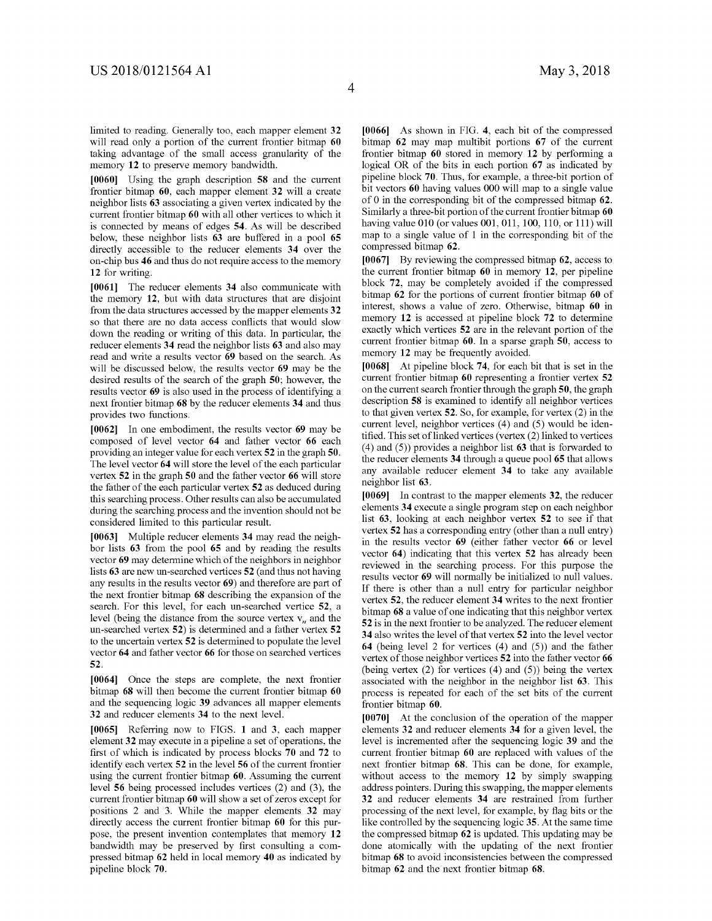limited to reading. Generally too, each mapper element **32** will read only a portion of the current frontier bitmap **60** taking advantage of the small access granularity of the memory **12** to preserve memory bandwidth.

**[0060]** Using the graph description **58** and the current frontier bitmap **60**, each mapper element **32** will a create neighbor lists **63** associating a given vertex indicated by the current frontier bitmap **60** with all other vertices to which it is connected by means of edges **54**. As will be described below, these neighbor lists **63** are buffered in a pool **65** directly accessible to the reducer elements **34** over the on-chip bus **46** and thus do not require access to the memory **12** for writing.

**[0061]** The reducer elements **34** also communicate with the memory **12**, but with data structures that are disjoint from the data structures accessed by the mapper elements **32** so that there are no data access conflicts that would slow down the reading or writing of this data. In particular, the reducer elements **34** read the neighbor lists **63** and also may read and write a results vector **69** based on the search. As will be discussed below, the results vector **69** may be the desired results of the search of the graph **50**; however, the results vector **69** is also used in the process of identifying a next frontier bitmap **68** by the reducer elements **34** and thus provides two functions.

**[0062]** In one embodiment, the results vector **69** may be composed of level vector **64** and father vector **66** each providing an integer value for each vertex **52** in the graph **50**. The level vector **64** will store the level of the each particular vertex **52** in the graph **50** and the father vector **66** will store the father of the each particular vertex **52** as deduced during this searching process. Other results can also be accumulated during the searching process and the invention should not be considered limited to this particular result.

**[0063]** Multiple reducer elements **34** may read the neighbor lists **63** from the pool **65** and by reading the results vector **69** may determine which of the neighbors in neighbor lists **63** are new un-searched vertices **52** (and thus not having any results in the results vector **69**) and therefore are part of the next frontier bitmap **68** describing the expansion of the search. For this level, for each un-searched vertice **52**, a level (being the distance from the source vertex $v_n$ and the un-searched vertex **52**) is determined and a father vertex **52** to the uncertain vertex **52** is determined to populate the level vector **64** and father vector **66** for those on searched vertices **52**.

**[0064]** Once the steps are complete, the next frontier bitmap **68** will then become the current frontier bitmap **60** and the sequencing logic **39** advances all mapper elements **32** and reducer elements **34** to the next level.

**[0065]** Referring now to FIGS. **1** and **3**, each mapper element **32** may execute in a pipeline a set of operations, the first of which is indicated by process blocks **70** and **72** to identify each vertex **52** in the level **56** of the current frontier using the current frontier bitmap **60**. Assuming the current level **56** being processed includes vertices (2) and (3), the current frontier bitmap **60** will show a set of zeros except for positions 2 and 3. While the mapper elements **32** may directly access the current frontier bitmap **60** for this purpose, the present invention contemplates that memory **12** bandwidth may be preserved by first consulting a compressed bitmap **62** held in local memory **40** as indicated by pipeline block **70**.

**[0066]** As shown in FIG. **4**, each bit of the compressed bitmap **62** may map multibit portions **67** of the current frontier bitmap **60** stored in memory **12** by performing a logical OR of the bits in each portion **67** as indicated by pipeline block **70**. Thus, for example, a three-bit portion of bit vectors **60** having values 000 will map to a single value of 0 in the corresponding bit of the compressed bitmap **62**. Similarly a three-bit portion of the current frontier bitmap **60** having value 010 (or values 001, 011, 100, 110, or 111) will map to a single value of 1 in the corresponding bit of the compressed bitmap **62**.

**[0067]** By reviewing the compressed bitmap **62**, access to the current frontier bitmap **60** in memory **12**, per pipeline block **72**, may be completely avoided if the compressed bitmap **62** for the portions of current frontier bitmap **60** of interest, shows a value of zero. Otherwise, bitmap **60** in memory **12** is accessed at pipeline block **72** to determine exactly which vertices **52** are in the relevant portion of the current frontier bitmap **60**. In a sparse graph **50**, access to memory **12** may be frequently avoided.

**[0068]** At pipeline block **74**, for each bit that is set in the current frontier bitmap **60** representing a frontier vertex **52** on the current search frontier through the graph **50**, the graph description **58** is examined to identify all neighbor vertices to that given vertex **52**. So, for example, for vertex (2) in the current level, neighbor vertices (4) and (5) would be identified. This set of linked vertices (vertex (2) linked to vertices (4) and (5)) provides a neighbor list **63** that is forwarded to the reducer elements **34** through a queue pool **65** that allows any available reducer element **34** to take any available neighbor list **63**.

**[0069]** In contrast to the mapper elements **32**, the reducer elements **34** execute a single program step on each neighbor list **63**, looking at each neighbor vertex **52** to see if that vertex **52** has a corresponding entry (other than a null entry) in the results vector **69** (either father vector **66** or level vector **64**) indicating that this vertex **52** has already been reviewed in the searching process. For this purpose the results vector **69** will normally be initialized to null values. If there is other than a null entry for particular neighbor vertex **52**, the reducer element **34** writes to the next frontier bitmap **68** a value of one indicating that this neighbor vertex **52** is in the next frontier to be analyzed. The reducer element **34** also writes the level of that vertex **52** into the level vector **64** (being level 2 for vertices (4) and (5)) and the father vertex of those neighbor vertices **52** into the father vector **66** (being vertex (2) for vertices (4) and (5)) being the vertex associated with the neighbor in the neighbor list **63**. This process is repeated for each of the set bits of the current frontier bitmap **60**.

**[0070]** At the conclusion of the operation of the mapper elements **32** and reducer elements **34** for a given level, the level is incremented after the sequencing logic **39** and the current frontier bitmap **60** are replaced with values of the next frontier bitmap **68**. This can be done, for example, without access to the memory **12** by simply swapping address pointers. During this swapping, the mapper elements **32** and reducer elements **34** are restrained from further processing of the next level, for example, by flag bits or the like controlled by the sequencing logic **35**. At the same time the compressed bitmap **62** is updated. This updating may be done atomically with the updating of the next frontier bitmap **68** to avoid inconsistencies between the compressed bitmap **62** and the next frontier bitmap **68**.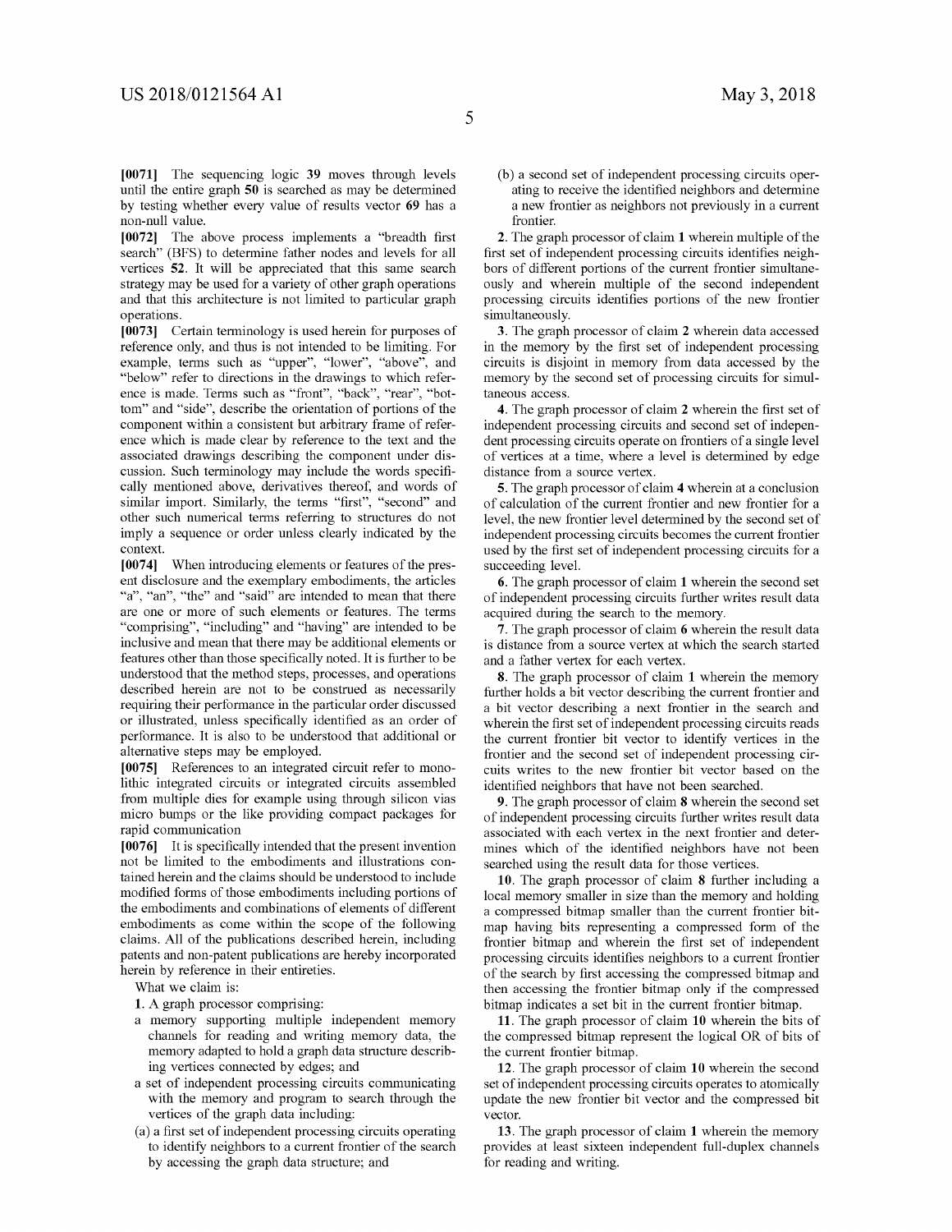**[0071]** The sequencing logic **39** moves through levels until the entire graph **50** is searched as may be determined by testing whether every value of results vector **69** has a non-null value.

**[0072]** The above process implements a "breadth first search" (BFS) to determine father nodes and levels for all vertices **52**. It will be appreciated that this same search strategy may be used for a variety of other graph operations and that this architecture is not limited to particular graph operations.

**[0073]** Certain terminology is used herein for purposes of reference only, and thus is not intended to be limiting. For example, terms such as "upper", "lower", "above", and "below" refer to directions in the drawings to which reference is made. Terms such as "front", "back", "rear", "bottom" and "side", describe the orientation of portions of the component within a consistent but arbitrary frame of reference which is made clear by reference to the text and the associated drawings describing the component under discussion. Such terminology may include the words specifically mentioned above, derivatives thereof, and words of similar import. Similarly, the terms "first", "second" and other such numerical terms referring to structures do not imply a sequence or order unless clearly indicated by the context.

**[0074]** When introducing elements or features of the present disclosure and the exemplary embodiments, the articles "a", "an", "the" and "said" are intended to mean that there are one or more of such elements or features. The terms "comprising", "including" and "having" are intended to be inclusive and mean that there may be additional elements or features other than those specifically noted. It is further to be understood that the method steps, processes, and operations described herein are not to be construed as necessarily requiring their performance in the particular order discussed or illustrated, unless specifically identified as an order of performance. It is also to be understood that additional or alternative steps may be employed.

**[0075]** References to an integrated circuit refer to monolithic integrated circuits or integrated circuits assembled from multiple dies for example using through silicon vias micro bumps or the like providing compact packages for rapid communication

**[0076]** It is specifically intended that the present invention not be limited to the embodiments and illustrations contained herein and the claims should be understood to include modified forms of those embodiments including portions of the embodiments and combinations of elements of different embodiments as come within the scope of the following claims. All of the publications described herein, including patents and non-patent publications are hereby incorporated herein by reference in their entireties.

What we claim is:

**1**. A graph processor comprising:

a memory supporting multiple independent memory channels for reading and writing memory data, the memory adapted to hold a graph data structure describing vertices connected by edges; and

a set of independent processing circuits communicating with the memory and program to search through the vertices of the graph data including:

(a) a first set of independent processing circuits operating to identify neighbors to a current frontier of the search by accessing the graph data structure; and

(b) a second set of independent processing circuits operating to receive the identified neighbors and determine a new frontier as neighbors not previously in a current frontier.

**2**. The graph processor of claim **1** wherein multiple of the first set of independent processing circuits identifies neighbors of different portions of the current frontier simultaneously and wherein multiple of the second independent processing circuits identifies portions of the new frontier simultaneously.

**3**. The graph processor of claim **2** wherein data accessed in the memory by the first set of independent processing circuits is disjoint in memory from data accessed by the memory by the second set of processing circuits for simultaneous access.

**4**. The graph processor of claim **2** wherein the first set of independent processing circuits and second set of independent processing circuits operate on frontiers of a single level of vertices at a time, where a level is determined by edge distance from a source vertex.

**5**. The graph processor of claim **4** wherein at a conclusion of calculation of the current frontier and new frontier for a level, the new frontier level determined by the second set of independent processing circuits becomes the current frontier used by the first set of independent processing circuits for a succeeding level.

**6**. The graph processor of claim **1** wherein the second set of independent processing circuits further writes result data acquired during the search to the memory.

**7**. The graph processor of claim **6** wherein the result data is distance from a source vertex at which the search started and a father vertex for each vertex.

**8**. The graph processor of claim **1** wherein the memory further holds a bit vector describing the current frontier and a bit vector describing a next frontier in the search and wherein the first set of independent processing circuits reads the current frontier bit vector to identify vertices in the frontier and the second set of independent processing circuits writes to the new frontier bit vector based on the identified neighbors that have not been searched.

**9**. The graph processor of claim **8** wherein the second set of independent processing circuits further writes result data associated with each vertex in the next frontier and determines which of the identified neighbors have not been searched using the result data for those vertices.

**10**. The graph processor of claim **8** further including a local memory smaller in size than the memory and holding a compressed bitmap smaller than the current frontier bitmap having bits representing a compressed form of the frontier bitmap and wherein the first set of independent processing circuits identifies neighbors to a current frontier of the search by first accessing the compressed bitmap and then accessing the frontier bitmap only if the compressed bitmap indicates a set bit in the current frontier bitmap.

**11**. The graph processor of claim **10** wherein the bits of the compressed bitmap represent the logical OR of bits of the current frontier bitmap.

**12**. The graph processor of claim **10** wherein the second set of independent processing circuits operates to atomically update the new frontier bit vector and the compressed bit vector.

**13**. The graph processor of claim **1** wherein the memory provides at least sixteen independent full-duplex channels for reading and writing.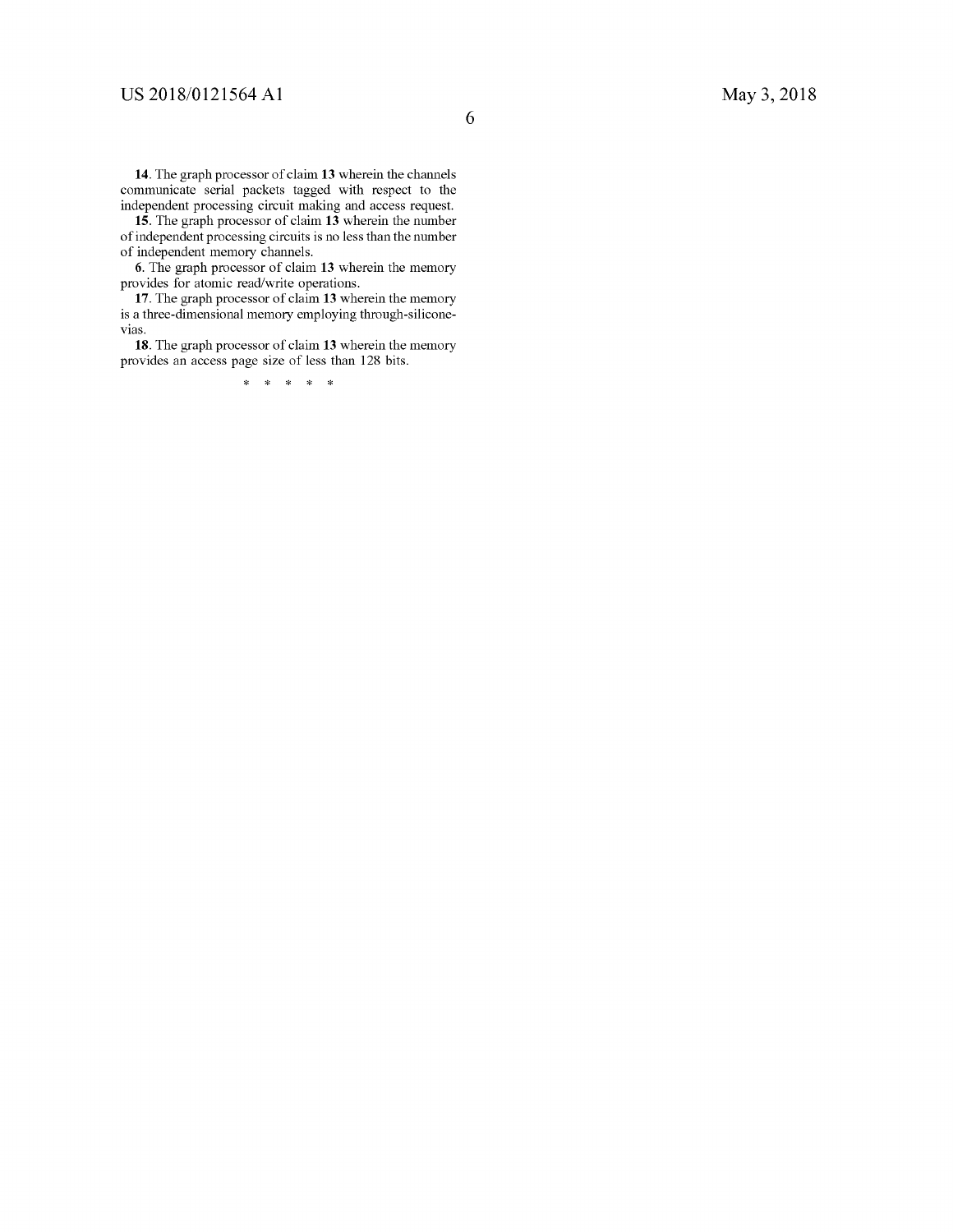**14**. The graph processor of claim **13** wherein the channels communicate serial packets tagged with respect to the independent processing circuit making and access request.

**15**. The graph processor of claim **13** wherein the number of independent processing circuits is no less than the number of independent memory channels.

**6**. The graph processor of claim **13** wherein the memory provides for atomic read/write operations.

**17**. The graph processor of claim **13** wherein the memory is a three-dimensional memory employing through-silicone-vias.

**18**. The graph processor of claim **13** wherein the memory provides an access page size of less than 128 bits.

* * * * *